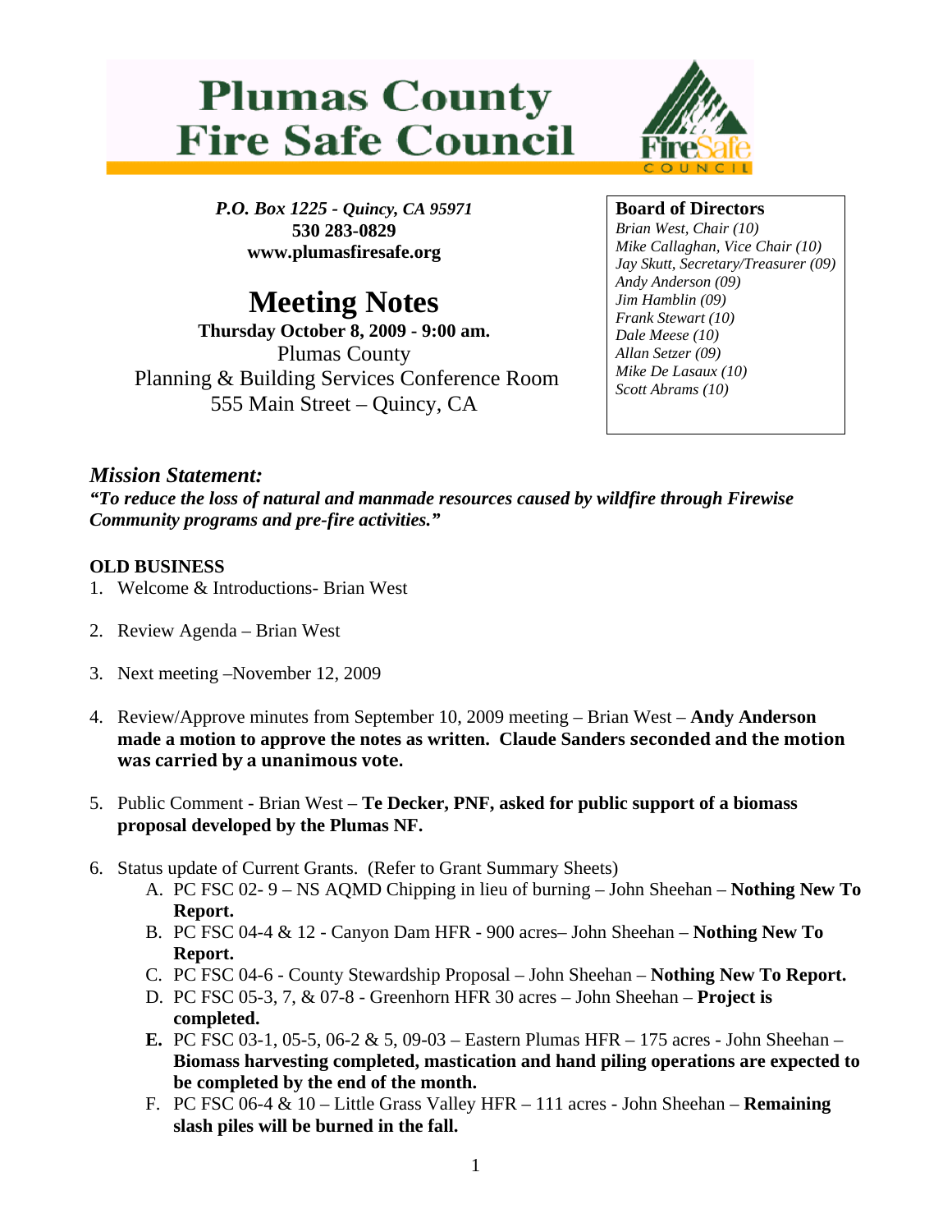# Plumas County Fire Safe Council

*P.O. Box 1225 - Quincy, CA 95971*
**530 283-0829**
**www.plumasfiresafe.org**

**Board of Directors**
*Brian West, Chair (10)*
*Mike Callaghan, Vice Chair (10)*
*Jay Skutt, Secretary/Treasurer (09)*
*Andy Anderson (09)*
*Jim Hamblin (09)*
*Frank Stewart (10)*
*Dale Meese (10)*
*Allan Setzer (09)*
*Mike De Lasaux (10)*
*Scott Abrams (10)*

## Meeting Notes

**Thursday October 8, 2009 - 9:00 am.**
Plumas County
Planning & Building Services Conference Room
555 Main Street – Quincy, CA

### *Mission Statement:*

***"To reduce the loss of natural and manmade resources caused by wildfire through Firewise Community programs and pre-fire activities."***

**OLD BUSINESS**

1. Welcome & Introductions- Brian West

2. Review Agenda – Brian West

3. Next meeting –November 12, 2009

4. Review/Approve minutes from September 10, 2009 meeting – Brian West – **Andy Anderson made a motion to approve the notes as written. Claude Sanders seconded and the motion was carried by a unanimous vote.**

5. Public Comment - Brian West – **Te Decker, PNF, asked for public support of a biomass proposal developed by the Plumas NF.**

6. Status update of Current Grants. (Refer to Grant Summary Sheets)
   A. PC FSC 02- 9 – NS AQMD Chipping in lieu of burning – John Sheehan – **Nothing New To Report.**
   B. PC FSC 04-4 & 12 - Canyon Dam HFR - 900 acres– John Sheehan – **Nothing New To Report.**
   C. PC FSC 04-6 - County Stewardship Proposal – John Sheehan – **Nothing New To Report.**
   D. PC FSC 05-3, 7, & 07-8 - Greenhorn HFR 30 acres – John Sheehan – **Project is completed.**
   **E.** PC FSC 03-1, 05-5, 06-2 & 5, 09-03 – Eastern Plumas HFR – 175 acres - John Sheehan – **Biomass harvesting completed, mastication and hand piling operations are expected to be completed by the end of the month.**
   F. PC FSC 06-4 & 10 – Little Grass Valley HFR – 111 acres - John Sheehan – **Remaining slash piles will be burned in the fall.**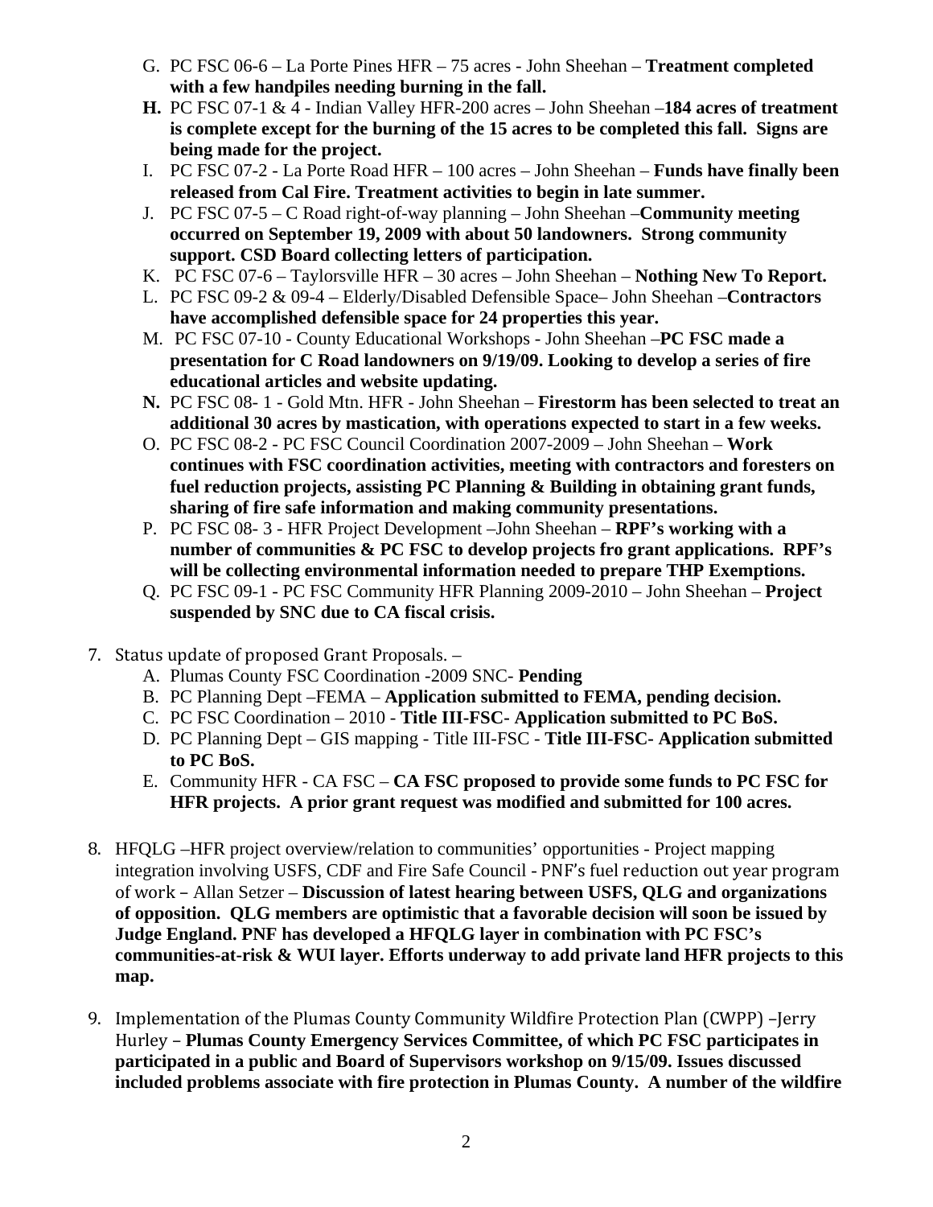G. PC FSC 06-6 – La Porte Pines HFR – 75 acres - John Sheehan – **Treatment completed with a few handpiles needing burning in the fall.**

**H.** PC FSC 07-1 & 4 - Indian Valley HFR-200 acres – John Sheehan –**184 acres of treatment is complete except for the burning of the 15 acres to be completed this fall. Signs are being made for the project.**

I. PC FSC 07-2 - La Porte Road HFR – 100 acres – John Sheehan – **Funds have finally been released from Cal Fire. Treatment activities to begin in late summer.**

J. PC FSC 07-5 – C Road right-of-way planning – John Sheehan –**Community meeting occurred on September 19, 2009 with about 50 landowners. Strong community support. CSD Board collecting letters of participation.**

K. PC FSC 07-6 – Taylorsville HFR – 30 acres – John Sheehan – **Nothing New To Report.**

L. PC FSC 09-2 & 09-4 – Elderly/Disabled Defensible Space– John Sheehan –**Contractors have accomplished defensible space for 24 properties this year.**

M. PC FSC 07-10 - County Educational Workshops - John Sheehan –**PC FSC made a presentation for C Road landowners on 9/19/09. Looking to develop a series of fire educational articles and website updating.**

**N.** PC FSC 08- 1 - Gold Mtn. HFR - John Sheehan – **Firestorm has been selected to treat an additional 30 acres by mastication, with operations expected to start in a few weeks.**

O. PC FSC 08-2 - PC FSC Council Coordination 2007-2009 – John Sheehan – **Work continues with FSC coordination activities, meeting with contractors and foresters on fuel reduction projects, assisting PC Planning & Building in obtaining grant funds, sharing of fire safe information and making community presentations.**

P. PC FSC 08- 3 - HFR Project Development –John Sheehan – **RPF's working with a number of communities & PC FSC to develop projects fro grant applications. RPF's will be collecting environmental information needed to prepare THP Exemptions.**

Q. PC FSC 09-1 - PC FSC Community HFR Planning 2009-2010 – John Sheehan – **Project suspended by SNC due to CA fiscal crisis.**

7. Status update of proposed Grant Proposals. –
   A. Plumas County FSC Coordination -2009 SNC- **Pending**
   B. PC Planning Dept –FEMA – **Application submitted to FEMA, pending decision.**
   C. PC FSC Coordination – 2010 - **Title III-FSC- Application submitted to PC BoS.**
   D. PC Planning Dept – GIS mapping - Title III-FSC - **Title III-FSC- Application submitted to PC BoS.**
   E. Community HFR - CA FSC – **CA FSC proposed to provide some funds to PC FSC for HFR projects. A prior grant request was modified and submitted for 100 acres.**

8. HFQLG –HFR project overview/relation to communities' opportunities - Project mapping integration involving USFS, CDF and Fire Safe Council - PNF's fuel reduction out year program of work – Allan Setzer – **Discussion of latest hearing between USFS, QLG and organizations of opposition. QLG members are optimistic that a favorable decision will soon be issued by Judge England. PNF has developed a HFQLG layer in combination with PC FSC's communities-at-risk & WUI layer. Efforts underway to add private land HFR projects to this map.**

9. Implementation of the Plumas County Community Wildfire Protection Plan (CWPP) –Jerry Hurley – **Plumas County Emergency Services Committee, of which PC FSC participates in participated in a public and Board of Supervisors workshop on 9/15/09. Issues discussed included problems associate with fire protection in Plumas County. A number of the wildfire**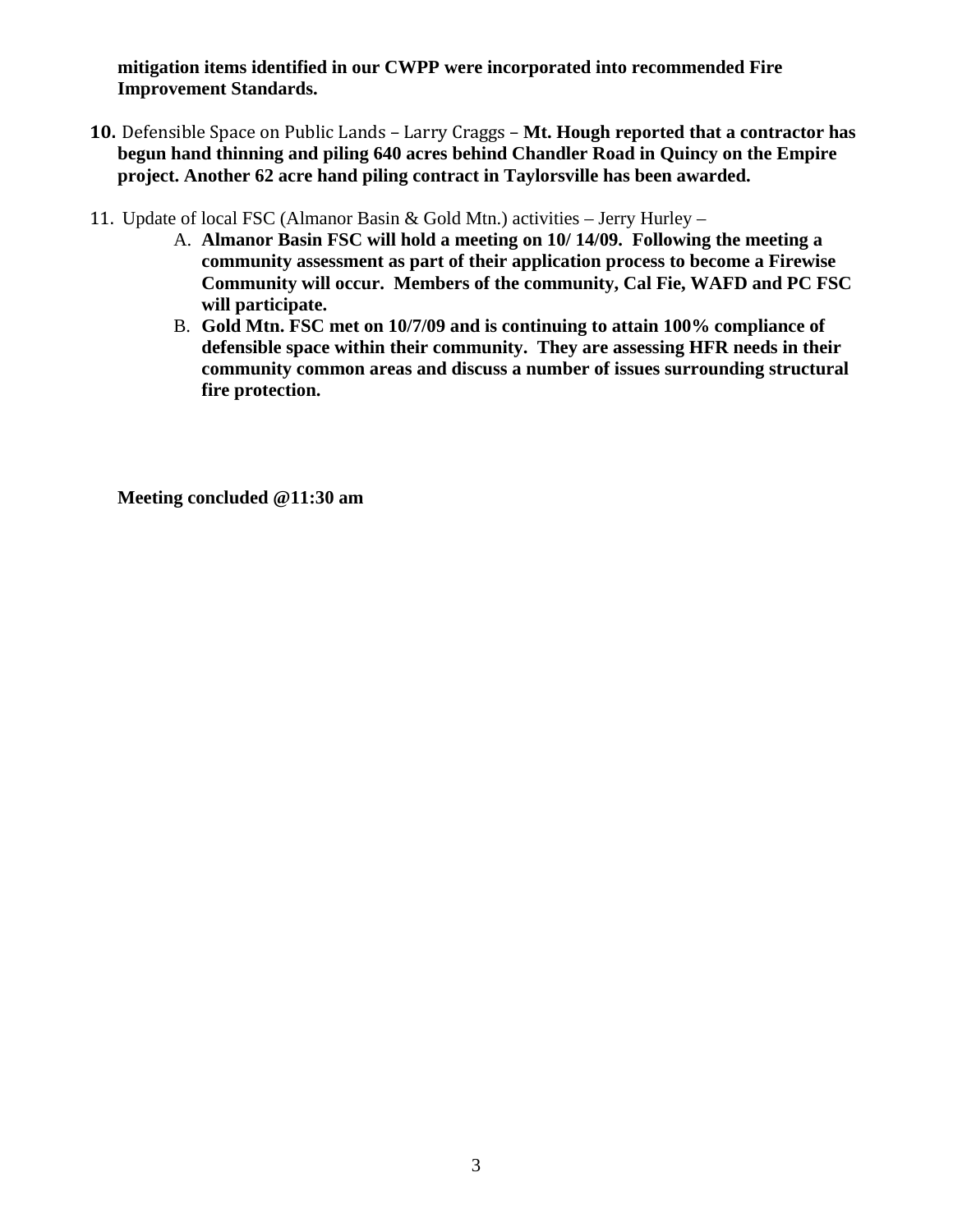**mitigation items identified in our CWPP were incorporated into recommended Fire Improvement Standards.**

10. Defensible Space on Public Lands – Larry Craggs – **Mt. Hough reported that a contractor has begun hand thinning and piling 640 acres behind Chandler Road in Quincy on the Empire project. Another 62 acre hand piling contract in Taylorsville has been awarded.**

11. Update of local FSC (Almanor Basin & Gold Mtn.) activities – Jerry Hurley –
    A. **Almanor Basin FSC will hold a meeting on 10/ 14/09. Following the meeting a community assessment as part of their application process to become a Firewise Community will occur. Members of the community, Cal Fie, WAFD and PC FSC will participate.**
    B. **Gold Mtn. FSC met on 10/7/09 and is continuing to attain 100% compliance of defensible space within their community. They are assessing HFR needs in their community common areas and discuss a number of issues surrounding structural fire protection.**

**Meeting concluded @11:30 am**